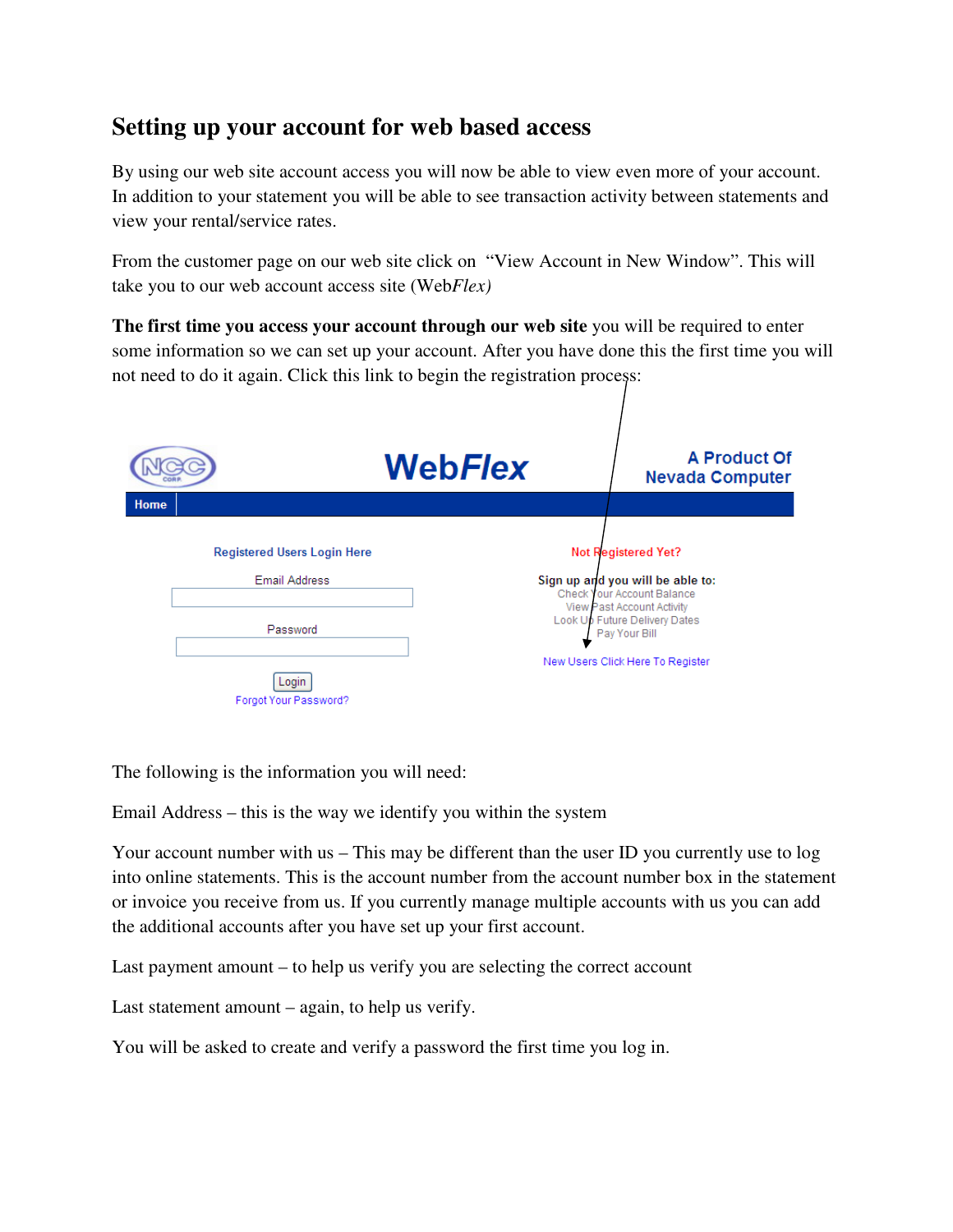## Setting up your account for web based access

By using our web site account access you will now be able to view even more of your account. In addition to your statement you will be able to see transaction activity between statements and view your rental/service rates.

From the customer page on our web site click on "View Account in New Window". This will take you to our web account access site (Web*Flex)*

**The first time you access your account through our web site** you will be required to enter some information so we can set up your account. After you have done this the first time you will not need to do it again. Click this link to begin the registration process:

WebFlex

A Product Of Nevada Computer

Home

Registered Users Login Here

Email Address

Password

Login

Forgot Your Password?

Not Registered Yet?

Sign up and you will be able to:

Check Your Account Balance
View Past Account Activity
Look Up Future Delivery Dates
Pay Your Bill

New Users Click Here To Register

The following is the information you will need:

Email Address – this is the way we identify you within the system

Your account number with us – This may be different than the user ID you currently use to log into online statements. This is the account number from the account number box in the statement or invoice you receive from us. If you currently manage multiple accounts with us you can add the additional accounts after you have set up your first account.

Last payment amount – to help us verify you are selecting the correct account

Last statement amount – again, to help us verify.

You will be asked to create and verify a password the first time you log in.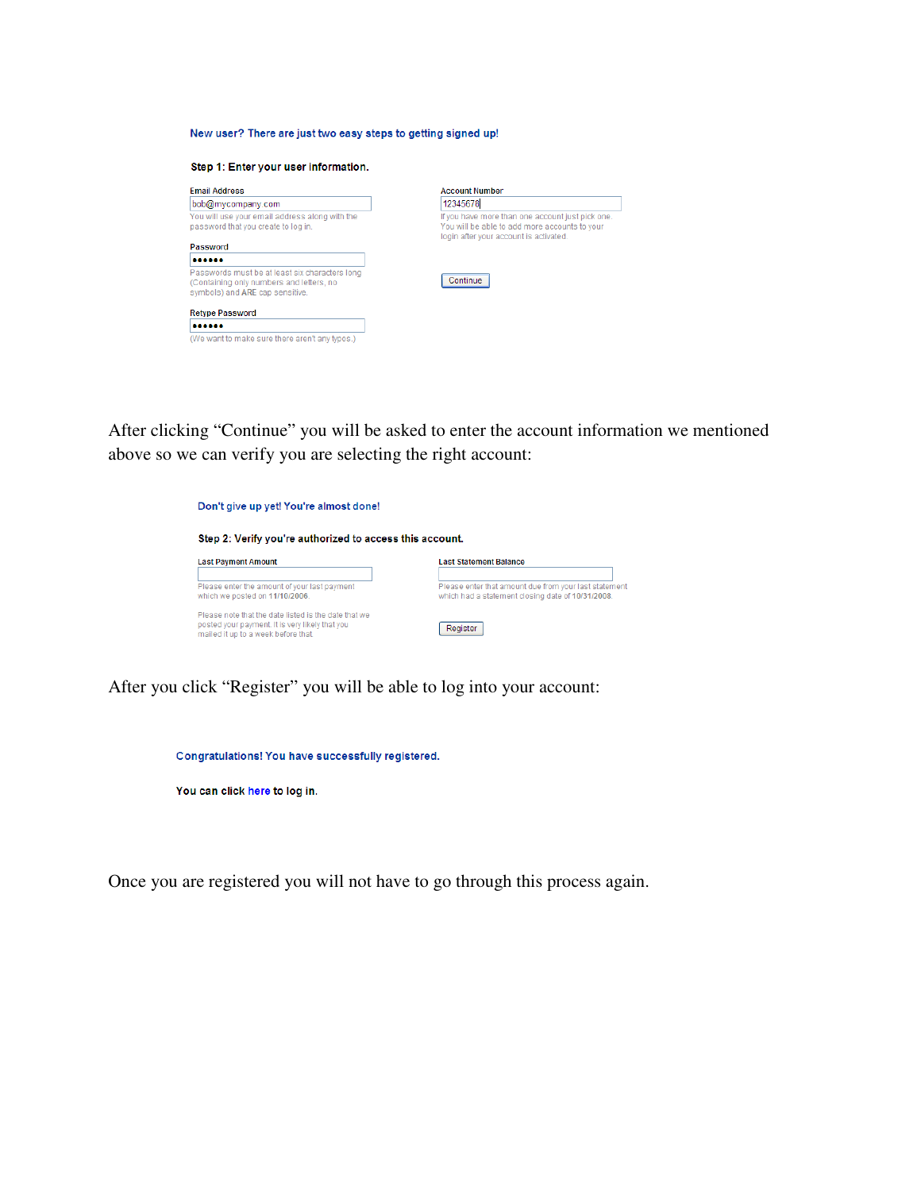New user? There are just two easy steps to getting signed up!

**Step 1: Enter your user information.**

Email Address

bob@mycompany.com

You will use your email address along with the password that you create to log in.

Password

••••••

Passwords must be at least six characters long (Containing only numbers and letters, no symbols) and ARE cap sensitive.

Retype Password

••••••

(We want to make sure there aren't any typos.)

Account Number

12345678

If you have more than one account just pick one. You will be able to add more accounts to your login after your account is activated.

Continue

After clicking "Continue" you will be asked to enter the account information we mentioned above so we can verify you are selecting the right account:

Don't give up yet! You're almost done!

**Step 2: Verify you're authorized to access this account.**

Last Payment Amount

Please enter the amount of your last payment which we posted on 11/10/2008.

Please note that the date listed is the date that we posted your payment. It is very likely that you mailed it up to a week before that.

Last Statement Balance

Please enter that amount due from your last statement which had a statement closing date of 10/31/2008.

Register

After you click "Register" you will be able to log into your account:

Congratulations! You have successfully registered.

You can click here to log in.

Once you are registered you will not have to go through this process again.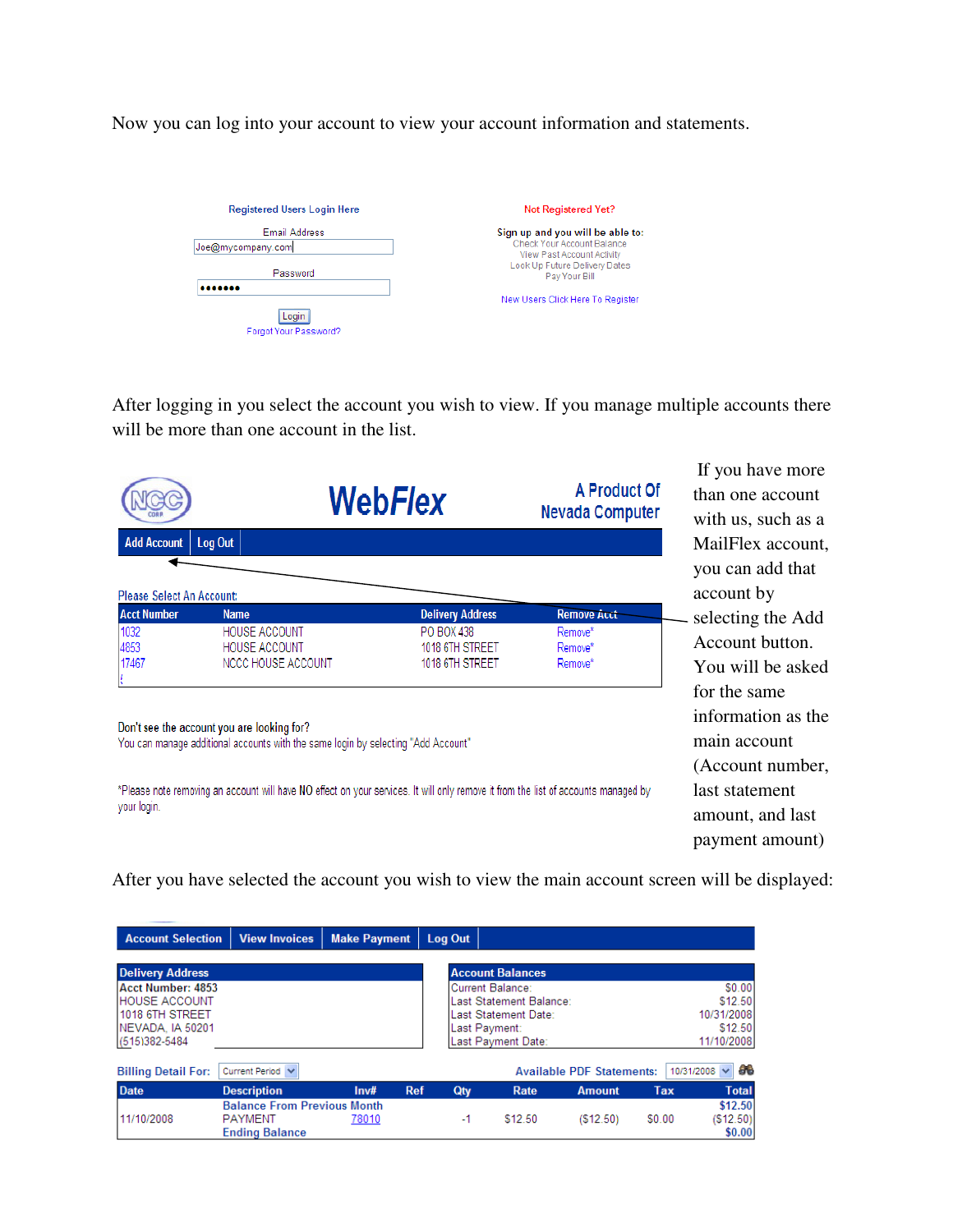Now you can log into your account to view your account information and statements.

**Registered Users Login Here**

Email Address

Joe@mycompany.com

Password

•••••••

Login

Forgot Your Password?

**Not Registered Yet?**

**Sign up and you will be able to:**

Check Your Account Balance
View Past Account Activity
Look Up Future Delivery Dates
Pay Your Bill

New Users Click Here To Register

After logging in you select the account you wish to view. If you manage multiple accounts there will be more than one account in the list.

**WebFlex** — A Product Of Nevada Computer

Add Account | Log Out

Please Select An Account:

| Acct Number | Name | Delivery Address | Remove Acct |
|---|---|---|---|
| 1032 | HOUSE ACCOUNT | PO BOX 438 | Remove* |
| 4853 | HOUSE ACCOUNT | 1018 6TH STREET | Remove* |
| 17467 | NCCC HOUSE ACCOUNT | 1018 6TH STREET | Remove* |

Don't see the account you are looking for?
You can manage additional accounts with the same login by selecting "Add Account"

*Please note removing an account will have NO effect on your services. It will only remove it from the list of accounts managed by your login.

If you have more than one account with us, such as a MailFlex account, you can add that account by selecting the Add Account button. You will be asked for the same information as the main account (Account number, last statement amount, and last payment amount)

After you have selected the account you wish to view the main account screen will be displayed:

Account Selection | View Invoices | Make Payment | Log Out

**Delivery Address**
**Acct Number: 4853**
HOUSE ACCOUNT
1018 6TH STREET
NEVADA, IA 50201
(515)382-5484

**Account Balances**

| | |
|---|---|
| Current Balance: | $0.00 |
| Last Statement Balance: | $12.50 |
| Last Statement Date: | 10/31/2008 |
| Last Payment: | $12.50 |
| Last Payment Date: | 11/10/2008 |

Billing Detail For: Current Period — Available PDF Statements: 10/31/2008

| Date | Description | Inv# | Ref | Qty | Rate | Amount | Tax | Total |
|---|---|---|---|---|---|---|---|---|
| | **Balance From Previous Month** | | | | | | | $12.50 |
| 11/10/2008 | PAYMENT | 78010 | | -1 | $12.50 | ($12.50) | $0.00 | ($12.50) |
| | **Ending Balance** | | | | | | | $0.00 |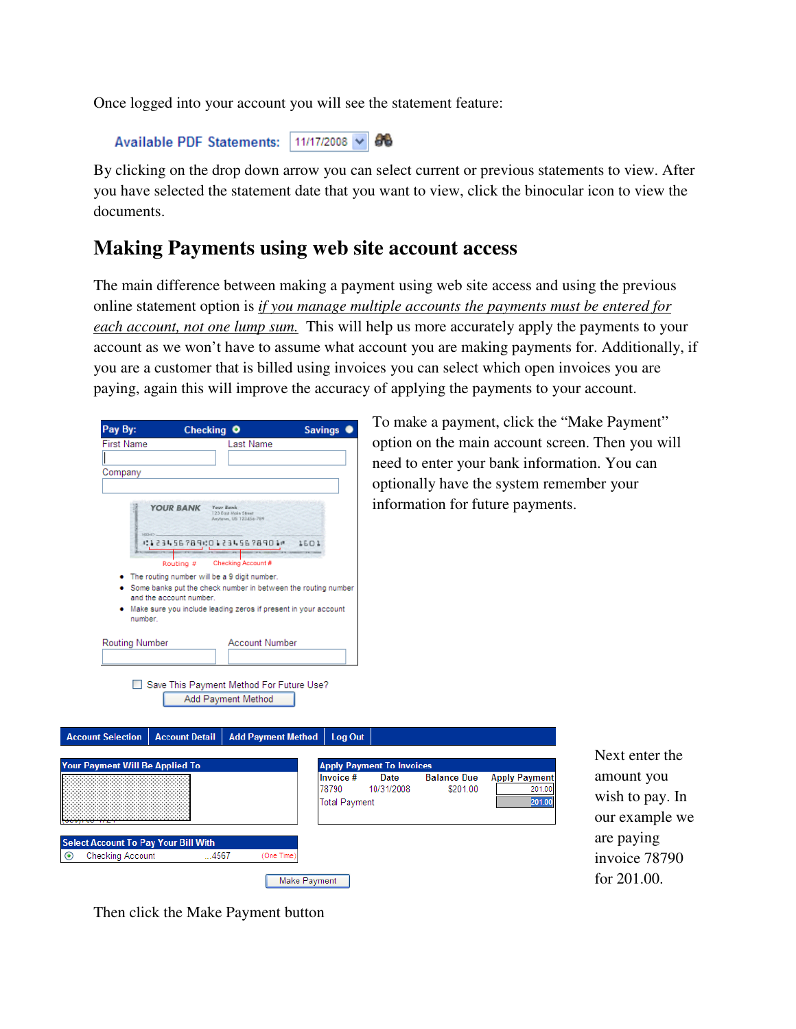Once logged into your account you will see the statement feature:

Available PDF Statements: 11/17/2008

By clicking on the drop down arrow you can select current or previous statements to view. After you have selected the statement date that you want to view, click the binocular icon to view the documents.

## Making Payments using web site account access

The main difference between making a payment using web site access and using the previous online statement option is *if you manage multiple accounts the payments must be entered for each account, not one lump sum.* This will help us more accurately apply the payments to your account as we won't have to assume what account you are making payments for. Additionally, if you are a customer that is billed using invoices you can select which open invoices you are paying, again this will improve the accuracy of applying the payments to your account.

Pay By: Checking Savings

First Name | Last Name

Company

Routing # | Checking Account #

- The routing number will be a 9 digit number.
- Some banks put the check number in between the routing number and the account number.
- Make sure you include leading zeros if present in your account number.

Routing Number | Account Number

Save This Payment Method For Future Use?

Add Payment Method

To make a payment, click the "Make Payment" option on the main account screen. Then you will need to enter your bank information. You can optionally have the system remember your information for future payments.

Account Selection | Account Detail | Add Payment Method | Log Out

Your Payment Will Be Applied To

Apply Payment To Invoices

| Invoice # | Date | Balance Due | Apply Payment |
|---|---|---|---|
| 78790 | 10/31/2008 | $201.00 | 201.00 |
| Total Payment | | | 201.00 |

Select Account To Pay Your Bill With

Checking Account ...4567 (One Time)

Make Payment

Next enter the amount you wish to pay. In our example we are paying invoice 78790 for 201.00.

Then click the Make Payment button